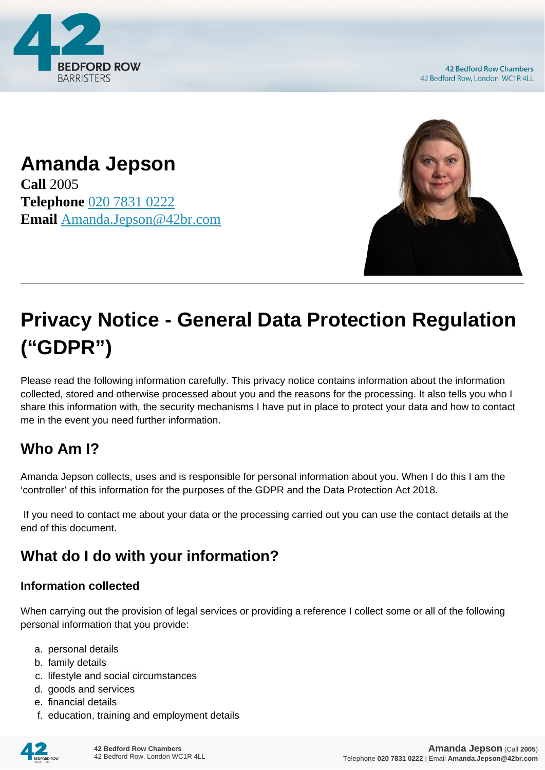# Amanda Jepson

**Call** 2005
**Telephone** 020 7831 0222
**Email** Amanda.Jepson@42br.com

## Privacy Notice - General Data Protection Regulation ("GDPR")

Please read the following information carefully. This privacy notice contains information about the information collected, stored and otherwise processed about you and the reasons for the processing. It also tells you who I share this information with, the security mechanisms I have put in place to protect your data and how to contact me in the event you need further information.

### Who Am I?

Amanda Jepson collects, uses and is responsible for personal information about you. When I do this I am the 'controller' of this information for the purposes of the GDPR and the Data Protection Act 2018.

If you need to contact me about your data or the processing carried out you can use the contact details at the end of this document.

### What do I do with your information?

#### Information collected

When carrying out the provision of legal services or providing a reference I collect some or all of the following personal information that you provide:

a. personal details
b. family details
c. lifestyle and social circumstances
d. goods and services
e. financial details
f. education, training and employment details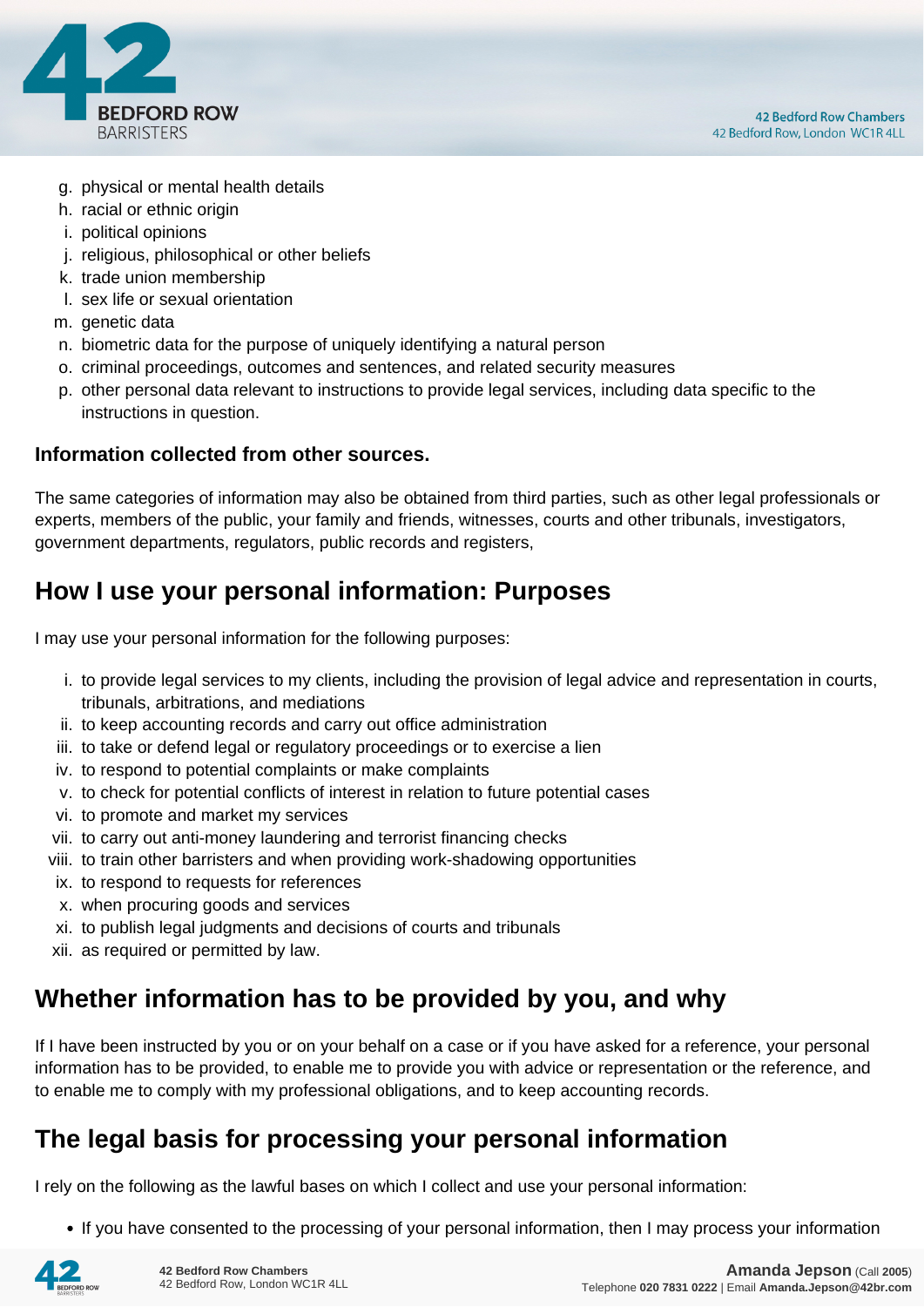g. physical or mental health details
h. racial or ethnic origin
i. political opinions
j. religious, philosophical or other beliefs
k. trade union membership
l. sex life or sexual orientation
m. genetic data
n. biometric data for the purpose of uniquely identifying a natural person
o. criminal proceedings, outcomes and sentences, and related security measures
p. other personal data relevant to instructions to provide legal services, including data specific to the instructions in question.

**Information collected from other sources.**

The same categories of information may also be obtained from third parties, such as other legal professionals or experts, members of the public, your family and friends, witnesses, courts and other tribunals, investigators, government departments, regulators, public records and registers,

## How I use your personal information: Purposes

I may use your personal information for the following purposes:

i. to provide legal services to my clients, including the provision of legal advice and representation in courts, tribunals, arbitrations, and mediations
ii. to keep accounting records and carry out office administration
iii. to take or defend legal or regulatory proceedings or to exercise a lien
iv. to respond to potential complaints or make complaints
v. to check for potential conflicts of interest in relation to future potential cases
vi. to promote and market my services
vii. to carry out anti-money laundering and terrorist financing checks
viii. to train other barristers and when providing work-shadowing opportunities
ix. to respond to requests for references
x. when procuring goods and services
xi. to publish legal judgments and decisions of courts and tribunals
xii. as required or permitted by law.

## Whether information has to be provided by you, and why

If I have been instructed by you or on your behalf on a case or if you have asked for a reference, your personal information has to be provided, to enable me to provide you with advice or representation or the reference, and to enable me to comply with my professional obligations, and to keep accounting records.

## The legal basis for processing your personal information

I rely on the following as the lawful bases on which I collect and use your personal information:

- If you have consented to the processing of your personal information, then I may process your information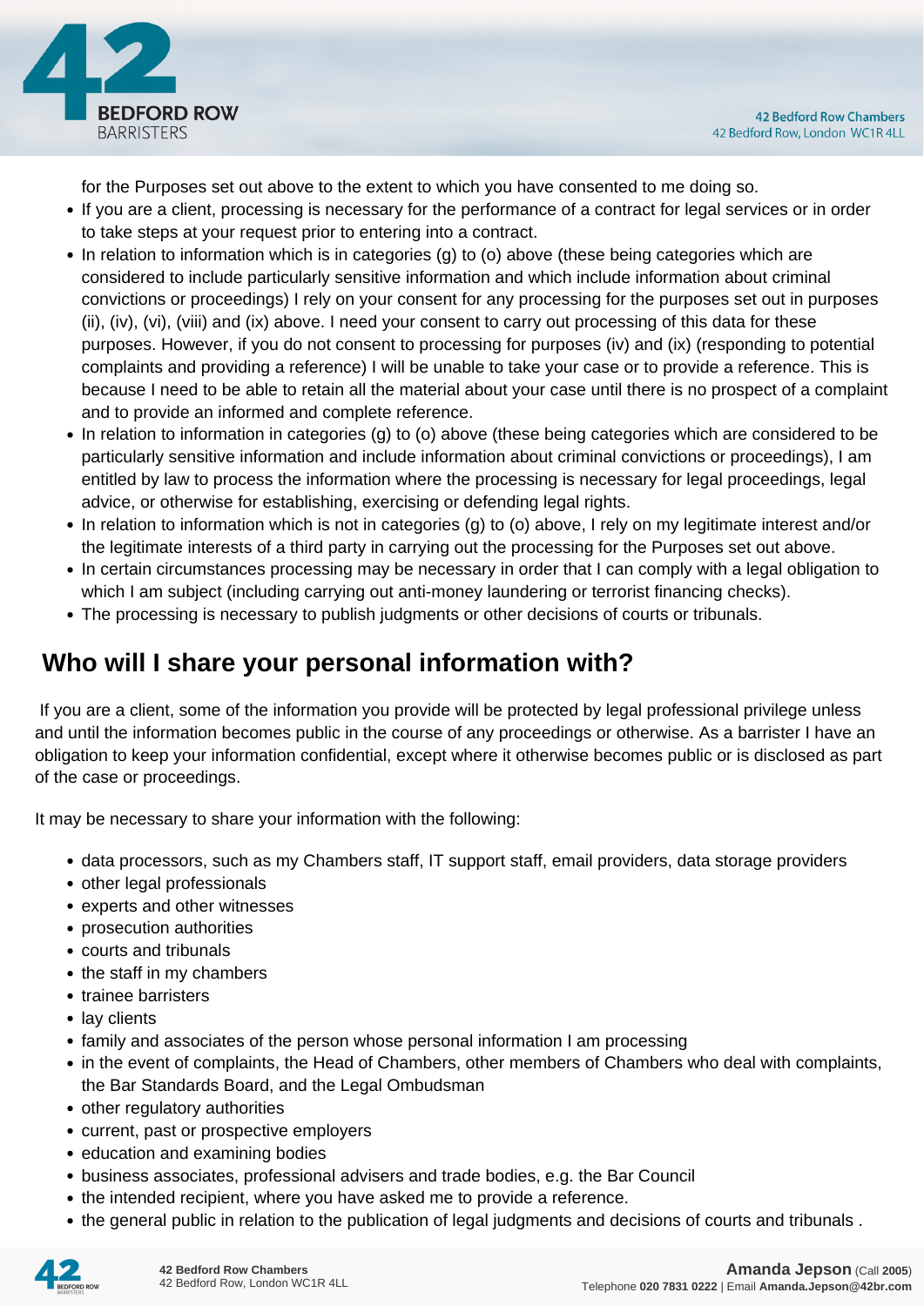for the Purposes set out above to the extent to which you have consented to me doing so.

- If you are a client, processing is necessary for the performance of a contract for legal services or in order to take steps at your request prior to entering into a contract.
- In relation to information which is in categories (g) to (o) above (these being categories which are considered to include particularly sensitive information and which include information about criminal convictions or proceedings) I rely on your consent for any processing for the purposes set out in purposes (ii), (iv), (vi), (viii) and (ix) above. I need your consent to carry out processing of this data for these purposes. However, if you do not consent to processing for purposes (iv) and (ix) (responding to potential complaints and providing a reference) I will be unable to take your case or to provide a reference. This is because I need to be able to retain all the material about your case until there is no prospect of a complaint and to provide an informed and complete reference.
- In relation to information in categories (g) to (o) above (these being categories which are considered to be particularly sensitive information and include information about criminal convictions or proceedings), I am entitled by law to process the information where the processing is necessary for legal proceedings, legal advice, or otherwise for establishing, exercising or defending legal rights.
- In relation to information which is not in categories (g) to (o) above, I rely on my legitimate interest and/or the legitimate interests of a third party in carrying out the processing for the Purposes set out above.
- In certain circumstances processing may be necessary in order that I can comply with a legal obligation to which I am subject (including carrying out anti-money laundering or terrorist financing checks).
- The processing is necessary to publish judgments or other decisions of courts or tribunals.

## Who will I share your personal information with?

If you are a client, some of the information you provide will be protected by legal professional privilege unless and until the information becomes public in the course of any proceedings or otherwise. As a barrister I have an obligation to keep your information confidential, except where it otherwise becomes public or is disclosed as part of the case or proceedings.

It may be necessary to share your information with the following:

- data processors, such as my Chambers staff, IT support staff, email providers, data storage providers
- other legal professionals
- experts and other witnesses
- prosecution authorities
- courts and tribunals
- the staff in my chambers
- trainee barristers
- lay clients
- family and associates of the person whose personal information I am processing
- in the event of complaints, the Head of Chambers, other members of Chambers who deal with complaints, the Bar Standards Board, and the Legal Ombudsman
- other regulatory authorities
- current, past or prospective employers
- education and examining bodies
- business associates, professional advisers and trade bodies, e.g. the Bar Council
- the intended recipient, where you have asked me to provide a reference.
- the general public in relation to the publication of legal judgments and decisions of courts and tribunals .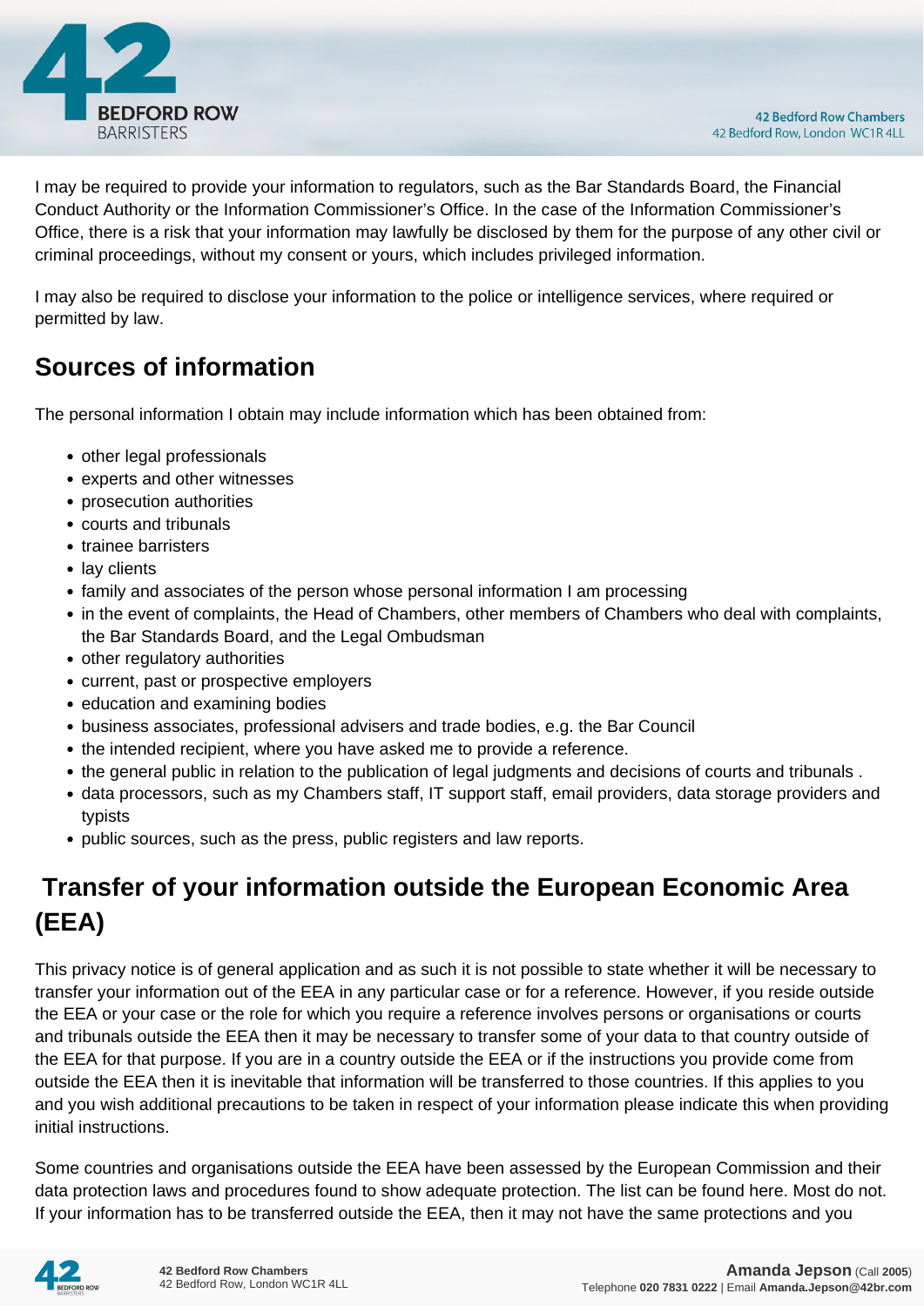I may be required to provide your information to regulators, such as the Bar Standards Board, the Financial Conduct Authority or the Information Commissioner's Office. In the case of the Information Commissioner's Office, there is a risk that your information may lawfully be disclosed by them for the purpose of any other civil or criminal proceedings, without my consent or yours, which includes privileged information.

I may also be required to disclose your information to the police or intelligence services, where required or permitted by law.

## Sources of information

The personal information I obtain may include information which has been obtained from:

- other legal professionals
- experts and other witnesses
- prosecution authorities
- courts and tribunals
- trainee barristers
- lay clients
- family and associates of the person whose personal information I am processing
- in the event of complaints, the Head of Chambers, other members of Chambers who deal with complaints, the Bar Standards Board, and the Legal Ombudsman
- other regulatory authorities
- current, past or prospective employers
- education and examining bodies
- business associates, professional advisers and trade bodies, e.g. the Bar Council
- the intended recipient, where you have asked me to provide a reference.
- the general public in relation to the publication of legal judgments and decisions of courts and tribunals .
- data processors, such as my Chambers staff, IT support staff, email providers, data storage providers and typists
- public sources, such as the press, public registers and law reports.

## Transfer of your information outside the European Economic Area (EEA)

This privacy notice is of general application and as such it is not possible to state whether it will be necessary to transfer your information out of the EEA in any particular case or for a reference. However, if you reside outside the EEA or your case or the role for which you require a reference involves persons or organisations or courts and tribunals outside the EEA then it may be necessary to transfer some of your data to that country outside of the EEA for that purpose. If you are in a country outside the EEA or if the instructions you provide come from outside the EEA then it is inevitable that information will be transferred to those countries. If this applies to you and you wish additional precautions to be taken in respect of your information please indicate this when providing initial instructions.

Some countries and organisations outside the EEA have been assessed by the European Commission and their data protection laws and procedures found to show adequate protection. The list can be found here. Most do not. If your information has to be transferred outside the EEA, then it may not have the same protections and you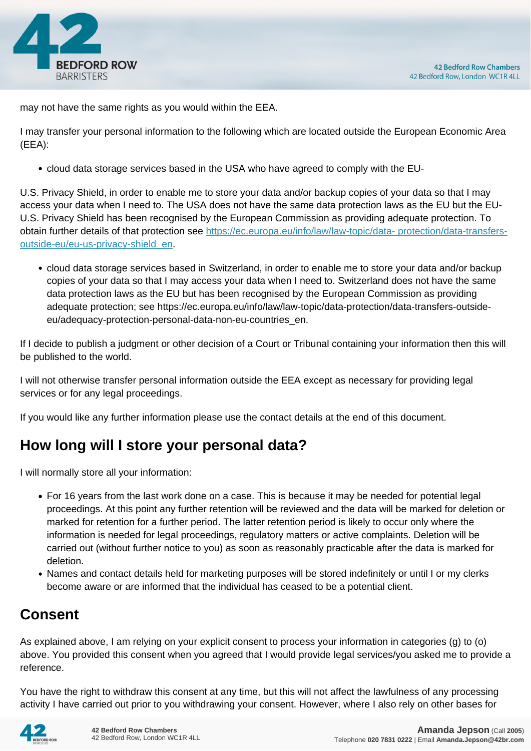may not have the same rights as you would within the EEA.

I may transfer your personal information to the following which are located outside the European Economic Area (EEA):

- cloud data storage services based in the USA who have agreed to comply with the EU-

U.S. Privacy Shield, in order to enable me to store your data and/or backup copies of your data so that I may access your data when I need to. The USA does not have the same data protection laws as the EU but the EU-U.S. Privacy Shield has been recognised by the European Commission as providing adequate protection. To obtain further details of that protection see [https://ec.europa.eu/info/law/law-topic/data- protection/data-transfers-outside-eu/eu-us-privacy-shield_en](https://ec.europa.eu/info/law/law-topic/data-protection/data-transfers-outside-eu/eu-us-privacy-shield_en).

- cloud data storage services based in Switzerland, in order to enable me to store your data and/or backup copies of your data so that I may access your data when I need to. Switzerland does not have the same data protection laws as the EU but has been recognised by the European Commission as providing adequate protection; see https://ec.europa.eu/info/law/law-topic/data-protection/data-transfers-outside-eu/adequacy-protection-personal-data-non-eu-countries_en.

If I decide to publish a judgment or other decision of a Court or Tribunal containing your information then this will be published to the world.

I will not otherwise transfer personal information outside the EEA except as necessary for providing legal services or for any legal proceedings.

If you would like any further information please use the contact details at the end of this document.

## How long will I store your personal data?

I will normally store all your information:

- For 16 years from the last work done on a case. This is because it may be needed for potential legal proceedings. At this point any further retention will be reviewed and the data will be marked for deletion or marked for retention for a further period. The latter retention period is likely to occur only where the information is needed for legal proceedings, regulatory matters or active complaints. Deletion will be carried out (without further notice to you) as soon as reasonably practicable after the data is marked for deletion.
- Names and contact details held for marketing purposes will be stored indefinitely or until I or my clerks become aware or are informed that the individual has ceased to be a potential client.

## Consent

As explained above, I am relying on your explicit consent to process your information in categories (g) to (o) above. You provided this consent when you agreed that I would provide legal services/you asked me to provide a reference.

You have the right to withdraw this consent at any time, but this will not affect the lawfulness of any processing activity I have carried out prior to you withdrawing your consent. However, where I also rely on other bases for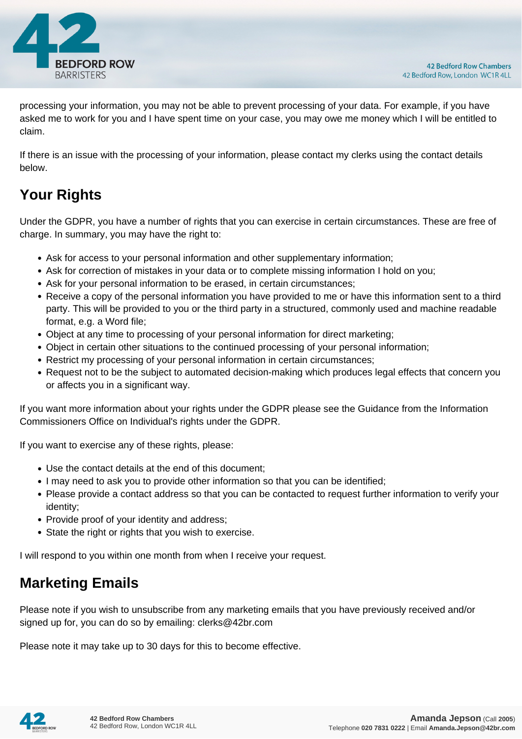processing your information, you may not be able to prevent processing of your data. For example, if you have asked me to work for you and I have spent time on your case, you may owe me money which I will be entitled to claim.

If there is an issue with the processing of your information, please contact my clerks using the contact details below.

## Your Rights

Under the GDPR, you have a number of rights that you can exercise in certain circumstances. These are free of charge. In summary, you may have the right to:

- Ask for access to your personal information and other supplementary information;
- Ask for correction of mistakes in your data or to complete missing information I hold on you;
- Ask for your personal information to be erased, in certain circumstances;
- Receive a copy of the personal information you have provided to me or have this information sent to a third party. This will be provided to you or the third party in a structured, commonly used and machine readable format, e.g. a Word file;
- Object at any time to processing of your personal information for direct marketing;
- Object in certain other situations to the continued processing of your personal information;
- Restrict my processing of your personal information in certain circumstances;
- Request not to be the subject to automated decision-making which produces legal effects that concern you or affects you in a significant way.

If you want more information about your rights under the GDPR please see the Guidance from the Information Commissioners Office on Individual's rights under the GDPR.

If you want to exercise any of these rights, please:

- Use the contact details at the end of this document;
- I may need to ask you to provide other information so that you can be identified;
- Please provide a contact address so that you can be contacted to request further information to verify your identity;
- Provide proof of your identity and address;
- State the right or rights that you wish to exercise.

I will respond to you within one month from when I receive your request.

## Marketing Emails

Please note if you wish to unsubscribe from any marketing emails that you have previously received and/or signed up for, you can do so by emailing: clerks@42br.com

Please note it may take up to 30 days for this to become effective.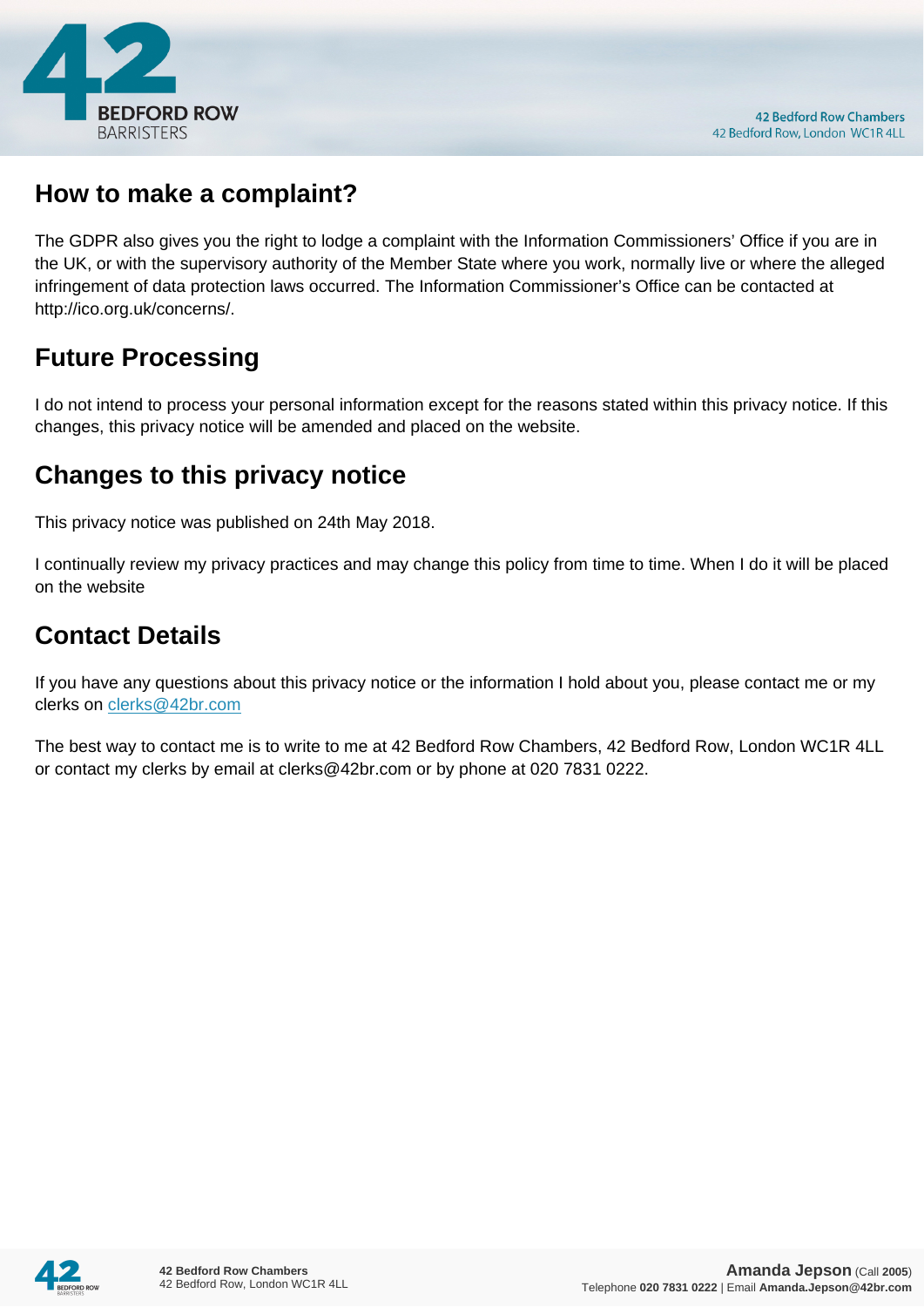## How to make a complaint?

The GDPR also gives you the right to lodge a complaint with the Information Commissioners' Office if you are in the UK, or with the supervisory authority of the Member State where you work, normally live or where the alleged infringement of data protection laws occurred. The Information Commissioner's Office can be contacted at http://ico.org.uk/concerns/.

## Future Processing

I do not intend to process your personal information except for the reasons stated within this privacy notice. If this changes, this privacy notice will be amended and placed on the website.

## Changes to this privacy notice

This privacy notice was published on 24th May 2018.

I continually review my privacy practices and may change this policy from time to time. When I do it will be placed on the website

## Contact Details

If you have any questions about this privacy notice or the information I hold about you, please contact me or my clerks on clerks@42br.com

The best way to contact me is to write to me at 42 Bedford Row Chambers, 42 Bedford Row, London WC1R 4LL or contact my clerks by email at clerks@42br.com or by phone at 020 7831 0222.